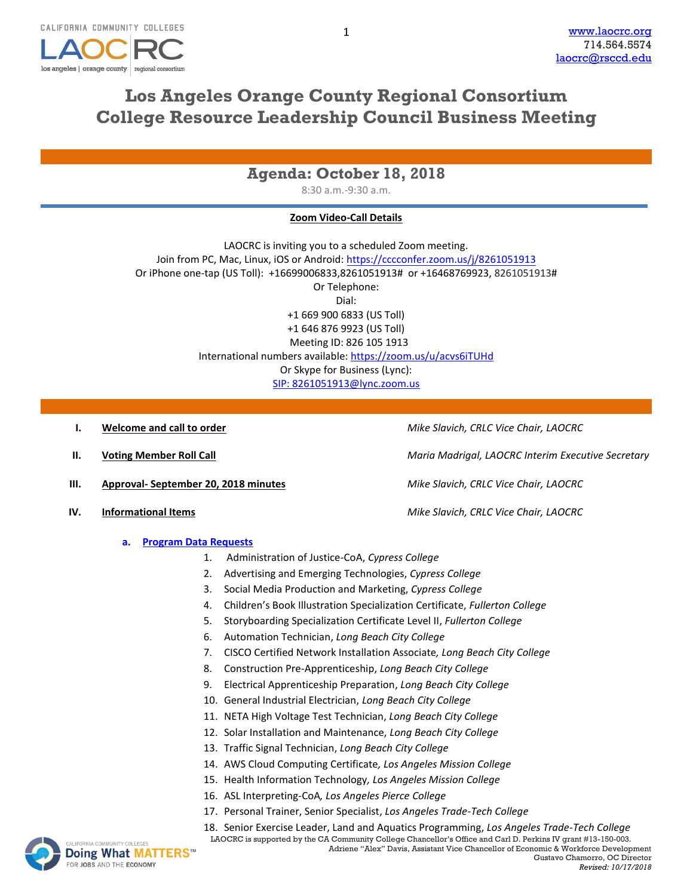CALIFORNIA COMMUNITY COLLEGES
LAOCRC
los angeles | orange county | regional consortium

www.laocrc.org
714.564.5574
laocrc@rsccd.edu

# Los Angeles Orange County Regional Consortium
# College Resource Leadership Council Business Meeting

## Agenda: October 18, 2018

8:30 a.m.-9:30 a.m.

**Zoom Video-Call Details**

LAOCRC is inviting you to a scheduled Zoom meeting.
Join from PC, Mac, Linux, iOS or Android: https://cccconfer.zoom.us/j/8261051913
Or iPhone one-tap (US Toll): +16699006833,8261051913# or +16468769923, 8261051913#
Or Telephone:
Dial:
+1 669 900 6833 (US Toll)
+1 646 876 9923 (US Toll)
Meeting ID: 826 105 1913
International numbers available: https://zoom.us/u/acvs6iTUHd
Or Skype for Business (Lync):
SIP: 8261051913@lync.zoom.us

I. **Welcome and call to order** — *Mike Slavich, CRLC Vice Chair, LAOCRC*

II. **Voting Member Roll Call** — *Maria Madrigal, LAOCRC Interim Executive Secretary*

III. **Approval- September 20, 2018 minutes** — *Mike Slavich, CRLC Vice Chair, LAOCRC*

IV. **Informational Items** — *Mike Slavich, CRLC Vice Chair, LAOCRC*

a. **Program Data Requests**

1. Administration of Justice-CoA, *Cypress College*
2. Advertising and Emerging Technologies, *Cypress College*
3. Social Media Production and Marketing, *Cypress College*
4. Children's Book Illustration Specialization Certificate, *Fullerton College*
5. Storyboarding Specialization Certificate Level II, *Fullerton College*
6. Automation Technician, *Long Beach City College*
7. CISCO Certified Network Installation Associate, *Long Beach City College*
8. Construction Pre-Apprenticeship, *Long Beach City College*
9. Electrical Apprenticeship Preparation, *Long Beach City College*
10. General Industrial Electrician, *Long Beach City College*
11. NETA High Voltage Test Technician, *Long Beach City College*
12. Solar Installation and Maintenance, *Long Beach City College*
13. Traffic Signal Technician, *Long Beach City College*
14. AWS Cloud Computing Certificate, *Los Angeles Mission College*
15. Health Information Technology, *Los Angeles Mission College*
16. ASL Interpreting-CoA, *Los Angeles Pierce College*
17. Personal Trainer, Senior Specialist, *Los Angeles Trade-Tech College*
18. Senior Exercise Leader, Land and Aquatics Programming, *Los Angeles Trade-Tech College*

CALIFORNIA COMMUNITY COLLEGES
Doing What MATTERS™ FOR JOBS AND THE ECONOMY

LAOCRC is supported by the CA Community College Chancellor's Office and Carl D. Perkins IV grant #13-150-003.
Adriene "Alex" Davis, Assistant Vice Chancellor of Economic & Workforce Development
Gustavo Chamorro, OC Director
*Revised: 10/17/2018*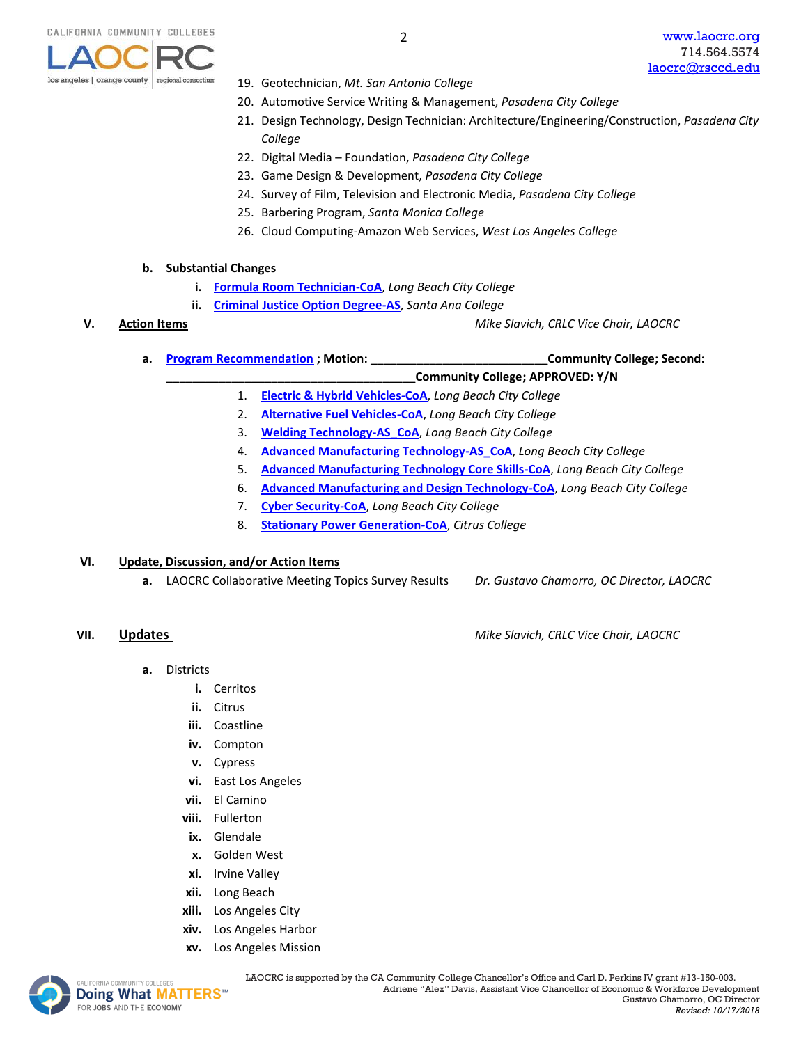19. Geotechnician, *Mt. San Antonio College*
20. Automotive Service Writing & Management, *Pasadena City College*
21. Design Technology, Design Technician: Architecture/Engineering/Construction, *Pasadena City College*
22. Digital Media – Foundation, *Pasadena City College*
23. Game Design & Development, *Pasadena City College*
24. Survey of Film, Television and Electronic Media, *Pasadena City College*
25. Barbering Program, *Santa Monica College*
26. Cloud Computing-Amazon Web Services, *West Los Angeles College*

**b. Substantial Changes**

- **i.** **Formula Room Technician-CoA**, *Long Beach City College*
- **ii.** **Criminal Justice Option Degree-AS**, *Santa Ana College*

**V. Action Items** — *Mike Slavich, CRLC Vice Chair, LAOCRC*

**a.** **Program Recommendation ; Motion: ___________________________Community College; Second: ______________________________________Community College; APPROVED: Y/N**

1. **Electric & Hybrid Vehicles-CoA**, *Long Beach City College*
2. **Alternative Fuel Vehicles-CoA**, *Long Beach City College*
3. **Welding Technology-AS_CoA**, *Long Beach City College*
4. **Advanced Manufacturing Technology-AS_CoA**, *Long Beach City College*
5. **Advanced Manufacturing Technology Core Skills-CoA**, *Long Beach City College*
6. **Advanced Manufacturing and Design Technology-CoA**, *Long Beach City College*
7. **Cyber Security-CoA**, *Long Beach City College*
8. **Stationary Power Generation-CoA**, *Citrus College*

**VI. Update, Discussion, and/or Action Items**

**a.** LAOCRC Collaborative Meeting Topics Survey Results — *Dr. Gustavo Chamorro, OC Director, LAOCRC*

**VII. Updates** — *Mike Slavich, CRLC Vice Chair, LAOCRC*

**a.** Districts

- **i.** Cerritos
- **ii.** Citrus
- **iii.** Coastline
- **iv.** Compton
- **v.** Cypress
- **vi.** East Los Angeles
- **vii.** El Camino
- **viii.** Fullerton
- **ix.** Glendale
- **x.** Golden West
- **xi.** Irvine Valley
- **xii.** Long Beach
- **xiii.** Los Angeles City
- **xiv.** Los Angeles Harbor
- **xv.** Los Angeles Mission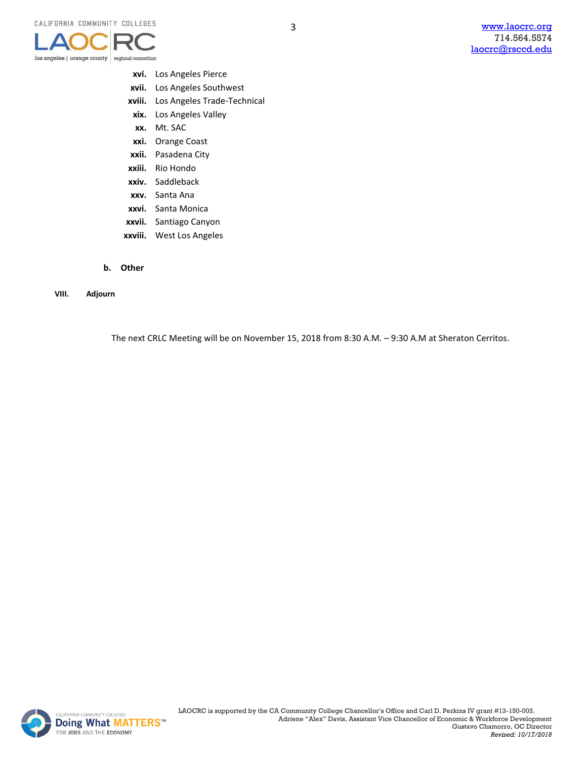xvi. Los Angeles Pierce
xvii. Los Angeles Southwest
xviii. Los Angeles Trade-Technical
xix. Los Angeles Valley
xx. Mt. SAC
xxi. Orange Coast
xxii. Pasadena City
xxiii. Rio Hondo
xxiv. Saddleback
xxv. Santa Ana
xxvi. Santa Monica
xxvii. Santiago Canyon
xxviii. West Los Angeles

**b. Other**

**VIII. Adjourn**

The next CRLC Meeting will be on November 15, 2018 from 8:30 A.M. – 9:30 A.M at Sheraton Cerritos.

LAOCRC is supported by the CA Community College Chancellor's Office and Carl D. Perkins IV grant #13-150-003.
Adriene "Alex" Davis, Assistant Vice Chancellor of Economic & Workforce Development
Gustavo Chamorro, OC Director
*Revised: 10/17/2018*